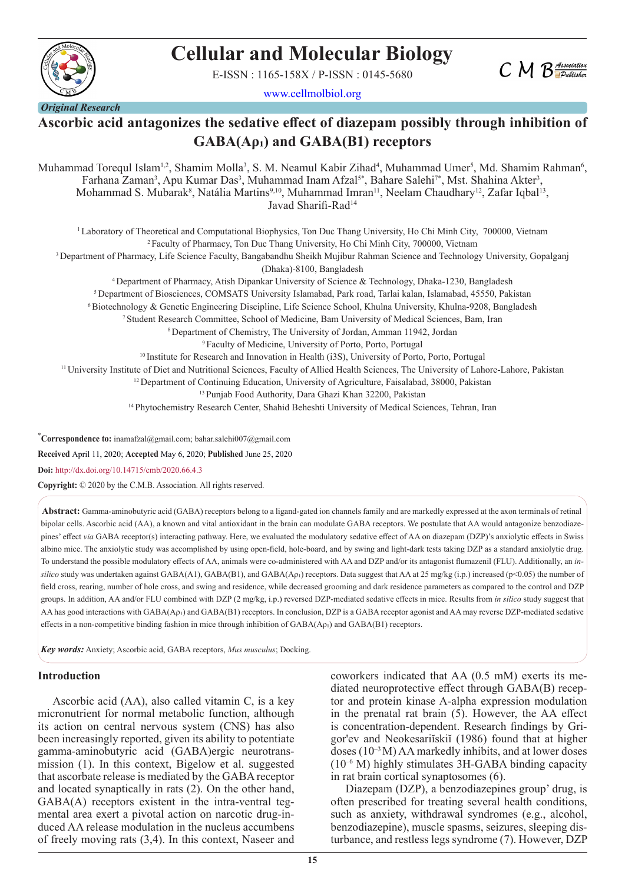# Cellular and Molecular Biology

E-ISSN : 1165-158X / P-ISSN : 0145-5680

www.cellmolbiol.org

*Original Research*

## Ascorbic acid antagonizes the sedative effect of diazepam possibly through inhibition of GABA(Aρ1) and GABA(B1) receptors

Muhammad Torequl Islam[1,2], Shamim Molla[3], S. M. Neamul Kabir Zihad[4], Muhammad Umer[5], Md. Shamim Rahman[6], Farhana Zaman[3], Apu Kumar Das[3], Muhammad Inam Afzal[5*], Bahare Salehi[7*], Mst. Shahina Akter[3], Mohammad S. Mubarak[8], Natália Martins[9,10], Muhammad Imran[11], Neelam Chaudhary[12], Zafar Iqbal[13], Javad Sharifi-Rad[14]

[1] Laboratory of Theoretical and Computational Biophysics, Ton Duc Thang University, Ho Chi Minh City, 700000, Vietnam
[2] Faculty of Pharmacy, Ton Duc Thang University, Ho Chi Minh City, 700000, Vietnam
[3] Department of Pharmacy, Life Science Faculty, Bangabandhu Sheikh Mujibur Rahman Science and Technology University, Gopalganj (Dhaka)-8100, Bangladesh
[4] Department of Pharmacy, Atish Dipankar University of Science & Technology, Dhaka-1230, Bangladesh
[5] Department of Biosciences, COMSATS University Islamabad, Park road, Tarlai kalan, Islamabad, 45550, Pakistan
[6] Biotechnology & Genetic Engineering Discipline, Life Science School, Khulna University, Khulna-9208, Bangladesh
[7] Student Research Committee, School of Medicine, Bam University of Medical Sciences, Bam, Iran
[8] Department of Chemistry, The University of Jordan, Amman 11942, Jordan
[9] Faculty of Medicine, University of Porto, Porto, Portugal
[10] Institute for Research and Innovation in Health (i3S), University of Porto, Porto, Portugal
[11] University Institute of Diet and Nutritional Sciences, Faculty of Allied Health Sciences, The University of Lahore-Lahore, Pakistan
[12] Department of Continuing Education, University of Agriculture, Faisalabad, 38000, Pakistan
[13] Punjab Food Authority, Dara Ghazi Khan 32200, Pakistan
[14] Phytochemistry Research Center, Shahid Beheshti University of Medical Sciences, Tehran, Iran

**\*Correspondence to:** inamafzal@gmail.com; bahar.salehi007@gmail.com

**Received** April 11, 2020; **Accepted** May 6, 2020; **Published** June 25, 2020

**Doi:** http://dx.doi.org/10.14715/cmb/2020.66.4.3

**Copyright:** © 2020 by the C.M.B. Association. All rights reserved.

**Abstract:** Gamma-aminobutyric acid (GABA) receptors belong to a ligand-gated ion channels family and are markedly expressed at the axon terminals of retinal bipolar cells. Ascorbic acid (AA), a known and vital antioxidant in the brain can modulate GABA receptors. We postulate that AA would antagonize benzodiazepines' effect *via* GABA receptor(s) interacting pathway. Here, we evaluated the modulatory sedative effect of AA on diazepam (DZP)'s anxiolytic effects in Swiss albino mice. The anxiolytic study was accomplished by using open-field, hole-board, and by swing and light-dark tests taking DZP as a standard anxiolytic drug. To understand the possible modulatory effects of AA, animals were co-administered with AA and DZP and/or its antagonist flumazenil (FLU). Additionally, an *in-silico* study was undertaken against GABA(A1), GABA(B1), and GABA(Aρ1) receptors. Data suggest that AA at 25 mg/kg (i.p.) increased ($p<0.05$) the number of field cross, rearing, number of hole cross, and swing and residence, while decreased grooming and dark residence parameters as compared to the control and DZP groups. In addition, AA and/or FLU combined with DZP (2 mg/kg, i.p.) reversed DZP-mediated sedative effects in mice. Results from *in silico* study suggest that AA has good interactions with GABA(Aρ1) and GABA(B1) receptors. In conclusion, DZP is a GABA receptor agonist and AA may reverse DZP-mediated sedative effects in a non-competitive binding fashion in mice through inhibition of GABA(Aρ1) and GABA(B1) receptors.

***Key words:*** Anxiety; Ascorbic acid, GABA receptors, *Mus musculus*; Docking.

## Introduction

Ascorbic acid (AA), also called vitamin C, is a key micronutrient for normal metabolic function, although its action on central nervous system (CNS) has also been increasingly reported, given its ability to potentiate gamma-aminobutyric acid (GABA)ergic neurotransmission (1). In this context, Bigelow et al. suggested that ascorbate release is mediated by the GABA receptor and located synaptically in rats (2). On the other hand, GABA(A) receptors existent in the intra-ventral tegmental area exert a pivotal action on narcotic drug-induced AA release modulation in the nucleus accumbens of freely moving rats (3,4). In this context, Naseer and coworkers indicated that AA (0.5 mM) exerts its mediated neuroprotective effect through GABA(B) receptor and protein kinase A-alpha expression modulation in the prenatal rat brain (5). However, the AA effect is concentration-dependent. Research findings by Grigor'ev and Neokesariĭskiĭ (1986) found that at higher doses ($10^{-3}$ M) AA markedly inhibits, and at lower doses ($10^{-6}$ M) highly stimulates 3H-GABA binding capacity in rat brain cortical synaptosomes (6).

Diazepam (DZP), a benzodiazepines group' drug, is often prescribed for treating several health conditions, such as anxiety, withdrawal syndromes (e.g., alcohol, benzodiazepine), muscle spasms, seizures, sleeping disturbance, and restless legs syndrome (7). However, DZP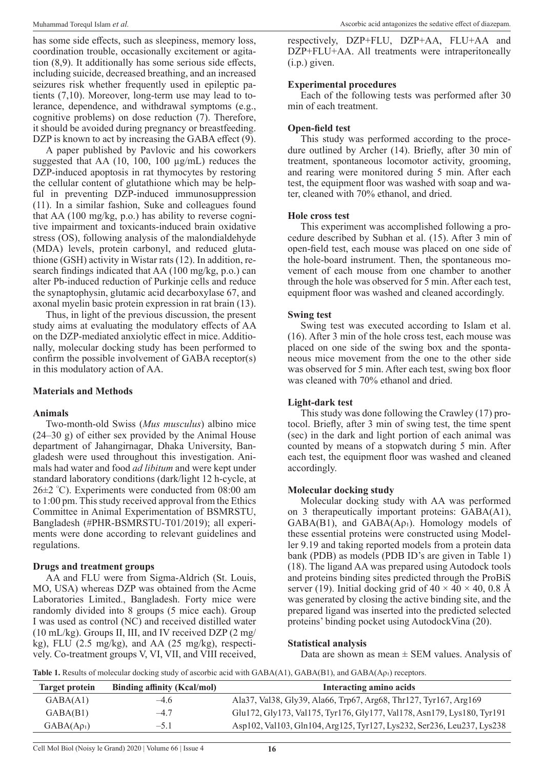has some side effects, such as sleepiness, memory loss, coordination trouble, occasionally excitement or agitation (8,9). It additionally has some serious side effects, including suicide, decreased breathing, and an increased seizures risk whether frequently used in epileptic patients (7,10). Moreover, long-term use may lead to tolerance, dependence, and withdrawal symptoms (e.g., cognitive problems) on dose reduction (7). Therefore, it should be avoided during pregnancy or breastfeeding. DZP is known to act by increasing the GABA effect (9).

A paper published by Pavlovic and his coworkers suggested that AA (10, 100, 100 µg/mL) reduces the DZP-induced apoptosis in rat thymocytes by restoring the cellular content of glutathione which may be helpful in preventing DZP-induced immunosuppression (11). In a similar fashion, Suke and colleagues found that AA (100 mg/kg, p.o.) has ability to reverse cognitive impairment and toxicants-induced brain oxidative stress (OS), following analysis of the malondialdehyde (MDA) levels, protein carbonyl, and reduced glutathione (GSH) activity in Wistar rats (12). In addition, research findings indicated that AA (100 mg/kg, p.o.) can alter Pb-induced reduction of Purkinje cells and reduce the synaptophysin, glutamic acid decarboxylase 67, and axonal myelin basic protein expression in rat brain (13).

Thus, in light of the previous discussion, the present study aims at evaluating the modulatory effects of AA on the DZP-mediated anxiolytic effect in mice. Additionally, molecular docking study has been performed to confirm the possible involvement of GABA receptor(s) in this modulatory action of AA.

## Materials and Methods

### Animals

Two-month-old Swiss (*Mus musculus*) albino mice (24–30 g) of either sex provided by the Animal House department of Jahangirnagar, Dhaka University, Bangladesh were used throughout this investigation. Animals had water and food *ad libitum* and were kept under standard laboratory conditions (dark/light 12 h-cycle, at 26±2 °C). Experiments were conducted from 08:00 am to 1:00 pm. This study received approval from the Ethics Committee in Animal Experimentation of BSMRSTU, Bangladesh (#PHR-BSMRSTU-T01/2019); all experiments were done according to relevant guidelines and regulations.

### Drugs and treatment groups

AA and FLU were from Sigma-Aldrich (St. Louis, MO, USA) whereas DZP was obtained from the Acme Laboratories Limited., Bangladesh. Forty mice were randomly divided into 8 groups (5 mice each). Group I was used as control (NC) and received distilled water (10 mL/kg). Groups II, III, and IV received DZP (2 mg/kg), FLU (2.5 mg/kg), and AA (25 mg/kg), respectively. Co-treatment groups V, VI, VII, and VIII received, respectively, DZP+FLU, DZP+AA, FLU+AA and DZP+FLU+AA. All treatments were intraperitoneally (i.p.) given.

### Experimental procedures

Each of the following tests was performed after 30 min of each treatment.

### Open-field test

This study was performed according to the procedure outlined by Archer (14). Briefly, after 30 min of treatment, spontaneous locomotor activity, grooming, and rearing were monitored during 5 min. After each test, the equipment floor was washed with soap and water, cleaned with 70% ethanol, and dried.

### Hole cross test

This experiment was accomplished following a procedure described by Subhan et al. (15). After 3 min of open-field test, each mouse was placed on one side of the hole-board instrument. Then, the spontaneous movement of each mouse from one chamber to another through the hole was observed for 5 min. After each test, equipment floor was washed and cleaned accordingly.

### Swing test

Swing test was executed according to Islam et al. (16). After 3 min of the hole cross test, each mouse was placed on one side of the swing box and the spontaneous mice movement from the one to the other side was observed for 5 min. After each test, swing box floor was cleaned with 70% ethanol and dried.

### Light-dark test

This study was done following the Crawley (17) protocol. Briefly, after 3 min of swing test, the time spent (sec) in the dark and light portion of each animal was counted by means of a stopwatch during 5 min. After each test, the equipment floor was washed and cleaned accordingly.

### Molecular docking study

Molecular docking study with AA was performed on 3 therapeutically important proteins: GABA(A1), GABA(B1), and GABA(A$\rho_1$). Homology models of these essential proteins were constructed using Modeller 9.19 and taking reported models from a protein data bank (PDB) as models (PDB ID's are given in Table 1) (18). The ligand AA was prepared using Autodock tools and proteins binding sites predicted through the ProBiS server (19). Initial docking grid of $40 \times 40 \times 40$, 0.8 Å was generated by closing the active binding site, and the prepared ligand was inserted into the predicted selected proteins' binding pocket using AutodockVina (20).

### Statistical analysis

Data are shown as mean ± SEM values. Analysis of

**Table 1.** Results of molecular docking study of ascorbic acid with GABA(A1), GABA(B1), and GABA(A$\rho_1$) receptors.

| Target protein | Binding affinity (Kcal/mol) | Interacting amino acids |
|---|---|---|
| GABA(A1) | –4.6 | Ala37, Val38, Gly39, Ala66, Trp67, Arg68, Thr127, Tyr167, Arg169 |
| GABA(B1) | –4.7 | Glu172, Gly173, Val175, Tyr176, Gly177, Val178, Asn179, Lys180, Tyr191 |
| GABA(A$\rho_1$) | –5.1 | Asp102, Val103, Gln104, Arg125, Tyr127, Lys232, Ser236, Leu237, Lys238 |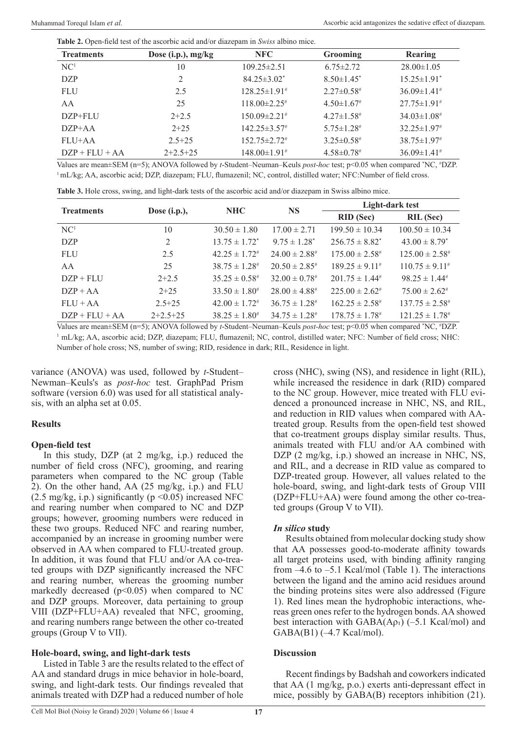**Table 2.** Open-field test of the ascorbic acid and/or diazepam in *Swiss* albino mice.

| Treatments | Dose (i.p.), mg/kg | NFC | Grooming | Rearing |
|---|---|---|---|---|
| NC[1] | 10 | 109.25±2.51 | 6.75±2.72 | 28.00±1.05 |
| DZP | 2 | 84.25±3.02* | 8.50±1.45* | 15.25±1.91* |
| FLU | 2.5 | 128.25±1.91# | 2.27±0.58# | 36.09±1.41# |
| AA | 25 | 118.00±2.25# | 4.50±1.67# | 27.75±1.91# |
| DZP+FLU | 2+2.5 | 150.09±2.21# | 4.27±1.58# | 34.03±1.08# |
| DZP+AA | 2+25 | 142.25±3.57# | 5.75±1.28# | 32.25±1.97# |
| FLU+AA | 2.5+25 | 152.75±2.72# | 3.25±0.58# | 38.75±1.97# |
| DZP + FLU + AA | 2+2.5+25 | 148.00±1.91# | 4.58±0.78# | 36.09±1.41# |

Values are mean±SEM (n=5); ANOVA followed by *t*-Student–Neuman–Keuls *post-hoc* test; p<0.05 when compared *NC, #DZP.
[1] mL/kg; AA, ascorbic acid; DZP, diazepam; FLU, flumazenil; NC, control, distilled water; NFC:Number of field cross.

**Table 3.** Hole cross, swing, and light-dark tests of the ascorbic acid and/or diazepam in Swiss albino mice.

| Treatments | Dose (i.p.), | NHC | NS | Light-dark test | |
|---|---|---|---|---|---|
| | | | | RID (Sec) | RIL (Sec) |
| NC[1] | 10 | 30.50 ± 1.80 | 17.00 ± 2.71 | 199.50 ± 10.34 | 100.50 ± 10.34 |
| DZP | 2 | 13.75 ± 1.72* | 9.75 ± 1.28* | 256.75 ± 8.82* | 43.00 ± 8.79* |
| FLU | 2.5 | 42.25 ± 1.72# | 24.00 ± 2.88# | 175.00 ± 2.58# | 125.00 ± 2.58# |
| AA | 25 | 38.75 ± 1.28# | 20.50 ± 2.85# | 189.25 ± 9.11# | 110.75 ± 9.11# |
| DZP + FLU | 2+2.5 | 35.25 ± 0.58# | 32.00 ± 0.78# | 201.75 ± 1.44# | 98.25 ± 1.44# |
| DZP + AA | 2+25 | 33.50 ± 1.80# | 28.00 ± 4.88# | 225.00 ± 2.62# | 75.00 ± 2.62# |
| FLU + AA | 2.5+25 | 42.00 ± 1.72# | 36.75 ± 1.28# | 162.25 ± 2.58# | 137.75 ± 2.58# |
| DZP + FLU + AA | 2+2.5+25 | 38.25 ± 1.80# | 34.75 ± 1.28# | 178.75 ± 1.78# | 121.25 ± 1.78# |

Values are mean±SEM (n=5); ANOVA followed by *t*-Student–Neuman–Keuls *post-hoc* test; p<0.05 when compared *NC, #DZP.
[1] mL/kg; AA, ascorbic acid; DZP, diazepam; FLU, flumazenil; NC, control, distilled water; NFC: Number of field cross; NHC: Number of hole cross; NS, number of swing; RID, residence in dark; RIL, Residence in light.

variance (ANOVA) was used, followed by *t*-Student–Newman–Keuls's as *post-hoc* test. GraphPad Prism software (version 6.0) was used for all statistical analysis, with an alpha set at 0.05.

## Results

### Open-field test

In this study, DZP (at 2 mg/kg, i.p.) reduced the number of field cross (NFC), grooming, and rearing parameters when compared to the NC group (Table 2). On the other hand, AA (25 mg/kg, i.p.) and FLU (2.5 mg/kg, i.p.) significantly ($p < 0.05$) increased NFC and rearing number when compared to NC and DZP groups; however, grooming numbers were reduced in these two groups. Reduced NFC and rearing number, accompanied by an increase in grooming number were observed in AA when compared to FLU-treated group. In addition, it was found that FLU and/or AA co-treated groups with DZP significantly increased the NFC and rearing number, whereas the grooming number markedly decreased ($p<0.05$) when compared to NC and DZP groups. Moreover, data pertaining to group VIII (DZP+FLU+AA) revealed that NFC, grooming, and rearing numbers range between the other co-treated groups (Group V to VII).

### Hole-board, swing, and light-dark tests

Listed in Table 3 are the results related to the effect of AA and standard drugs in mice behavior in hole-board, swing, and light-dark tests. Our findings revealed that animals treated with DZP had a reduced number of hole cross (NHC), swing (NS), and residence in light (RIL), while increased the residence in dark (RID) compared to the NC group. However, mice treated with FLU evidenced a pronounced increase in NHC, NS, and RIL, and reduction in RID values when compared with AA-treated group. Results from the open-field test showed that co-treatment groups display similar results. Thus, animals treated with FLU and/or AA combined with DZP (2 mg/kg, i.p.) showed an increase in NHC, NS, and RIL, and a decrease in RID value as compared to DZP-treated group. However, all values related to the hole-board, swing, and light-dark tests of Group VIII (DZP+FLU+AA) were found among the other co-treated groups (Group V to VII).

### *In silico* study

Results obtained from molecular docking study show that AA possesses good-to-moderate affinity towards all target proteins used, with binding affinity ranging from –4.6 to –5.1 Kcal/mol (Table 1). The interactions between the ligand and the amino acid residues around the binding proteins sites were also addressed (Figure 1). Red lines mean the hydrophobic interactions, whereas green ones refer to the hydrogen bonds. AA showed best interaction with GABA(A$\rho_1$) (–5.1 Kcal/mol) and GABA(B1) (–4.7 Kcal/mol).

## Discussion

Recent findings by Badshah and coworkers indicated that AA (1 mg/kg, p.o.) exerts anti-depressant effect in mice, possibly by GABA(B) receptors inhibition (21).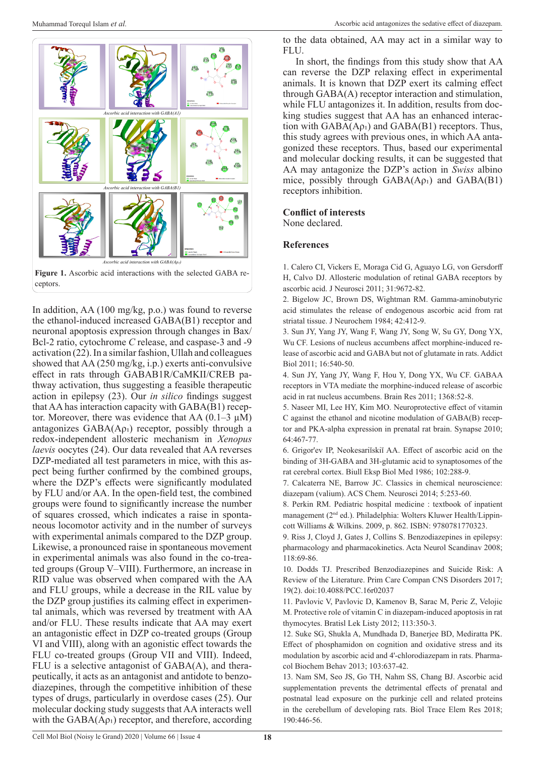Figure 1. Ascorbic acid interactions with the selected GABA receptors.

In addition, AA (100 mg/kg, p.o.) was found to reverse the ethanol-induced increased GABA(B1) receptor and neuronal apoptosis expression through changes in Bax/Bcl-2 ratio, cytochrome *C* release, and caspase-3 and -9 activation (22). In a similar fashion, Ullah and colleagues showed that AA (250 mg/kg, i.p.) exerts anti-convulsive effect in rats through GABAB1R/CaMKII/CREB pathway activation, thus suggesting a feasible therapeutic action in epilepsy (23). Our *in silico* findings suggest that AA has interaction capacity with GABA(B1) receptor. Moreover, there was evidence that AA (0.1–3 µM) antagonizes GABA(A$\rho_1$) receptor, possibly through a redox-independent allosteric mechanism in *Xenopus laevis* oocytes (24). Our data revealed that AA reverses DZP-mediated all test parameters in mice, with this aspect being further confirmed by the combined groups, where the DZP's effects were significantly modulated by FLU and/or AA. In the open-field test, the combined groups were found to significantly increase the number of squares crossed, which indicates a raise in spontaneous locomotor activity and in the number of surveys with experimental animals compared to the DZP group. Likewise, a pronounced raise in spontaneous movement in experimental animals was also found in the co-treated groups (Group V–VIII). Furthermore, an increase in RID value was observed when compared with the AA and FLU groups, while a decrease in the RIL value by the DZP group justifies its calming effect in experimental animals, which was reversed by treatment with AA and/or FLU. These results indicate that AA may exert an antagonistic effect in DZP co-treated groups (Group VI and VIII), along with an agonistic effect towards the FLU co-treated groups (Group VII and VIII). Indeed, FLU is a selective antagonist of GABA(A), and therapeutically, it acts as an antagonist and antidote to benzodiazepines, through the competitive inhibition of these types of drugs, particularly in overdose cases (25). Our molecular docking study suggests that AA interacts well with the GABA(A$\rho_1$) receptor, and therefore, according to the data obtained, AA may act in a similar way to FLU.

In short, the findings from this study show that AA can reverse the DZP relaxing effect in experimental animals. It is known that DZP exert its calming effect through GABA(A) receptor interaction and stimulation, while FLU antagonizes it. In addition, results from docking studies suggest that AA has an enhanced interaction with GABA(A$\rho_1$) and GABA(B1) receptors. Thus, this study agrees with previous ones, in which AA antagonized these receptors. Thus, based our experimental and molecular docking results, it can be suggested that AA may antagonize the DZP's action in *Swiss* albino mice, possibly through GABA(A$\rho_1$) and GABA(B1) receptors inhibition.

## Conflict of interests

None declared.

## References

1. Calero CI, Vickers E, Moraga Cid G, Aguayo LG, von Gersdorff H, Calvo DJ. Allosteric modulation of retinal GABA receptors by ascorbic acid. J Neurosci 2011; 31:9672-82.
2. Bigelow JC, Brown DS, Wightman RM. Gamma-aminobutyric acid stimulates the release of endogenous ascorbic acid from rat striatal tissue. J Neurochem 1984; 42:412-9.
3. Sun JY, Yang JY, Wang F, Wang JY, Song W, Su GY, Dong YX, Wu CF. Lesions of nucleus accumbens affect morphine-induced release of ascorbic acid and GABA but not of glutamate in rats. Addict Biol 2011; 16:540-50.
4. Sun JY, Yang JY, Wang F, Hou Y, Dong YX, Wu CF. GABAA receptors in VTA mediate the morphine-induced release of ascorbic acid in rat nucleus accumbens. Brain Res 2011; 1368:52-8.
5. Naseer MI, Lee HY, Kim MO. Neuroprotective effect of vitamin C against the ethanol and nicotine modulation of GABA(B) receptor and PKA-alpha expression in prenatal rat brain. Synapse 2010; 64:467-77.
6. Grigor'ev IP, Neokesariĭskiĭ AA. Effect of ascorbic acid on the binding of 3H-GABA and 3H-glutamic acid to synaptosomes of the rat cerebral cortex. Biull Eksp Biol Med 1986; 102:288-9.
7. Calcaterra NE, Barrow JC. Classics in chemical neuroscience: diazepam (valium). ACS Chem. Neurosci 2014; 5:253-60.
8. Perkin RM. Pediatric hospital medicine : textbook of inpatient management (2nd ed.). Philadelphia: Wolters Kluwer Health/Lippincott Williams & Wilkins. 2009, p. 862. ISBN: 9780781770323.
9. Riss J, Cloyd J, Gates J, Collins S. Benzodiazepines in epilepsy: pharmacology and pharmacokinetics. Acta Neurol Scandinav 2008; 118:69-86.
10. Dodds TJ. Prescribed Benzodiazepines and Suicide Risk: A Review of the Literature. Prim Care Compan CNS Disorders 2017; 19(2). doi:10.4088/PCC.16r02037
11. Pavlovic V, Pavlovic D, Kamenov B, Sarac M, Peric Z, Velojic M. Protective role of vitamin C in diazepam-induced apoptosis in rat thymocytes. Bratisl Lek Listy 2012; 113:350-3.
12. Suke SG, Shukla A, Mundhada D, Banerjee BD, Mediratta PK. Effect of phosphamidon on cognition and oxidative stress and its modulation by ascorbic acid and 4'-chlorodiazepam in rats. Pharmacol Biochem Behav 2013; 103:637-42.
13. Nam SM, Seo JS, Go TH, Nahm SS, Chang BJ. Ascorbic acid supplementation prevents the detrimental effects of prenatal and postnatal lead exposure on the purkinje cell and related proteins in the cerebellum of developing rats. Biol Trace Elem Res 2018; 190:446-56.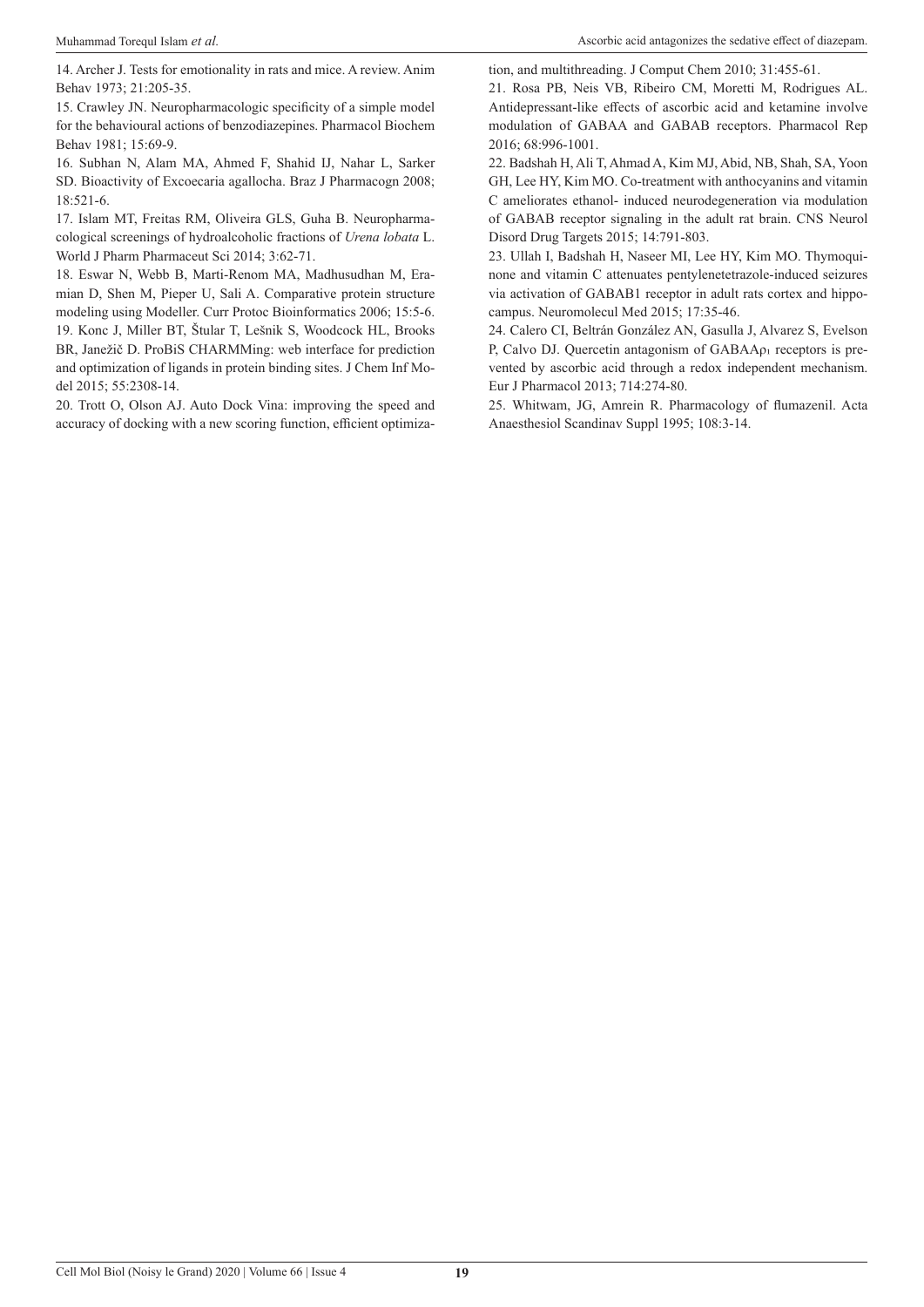14. Archer J. Tests for emotionality in rats and mice. A review. Anim Behav 1973; 21:205-35.

15. Crawley JN. Neuropharmacologic specificity of a simple model for the behavioural actions of benzodiazepines. Pharmacol Biochem Behav 1981; 15:69-9.

16. Subhan N, Alam MA, Ahmed F, Shahid IJ, Nahar L, Sarker SD. Bioactivity of Excoecaria agallocha. Braz J Pharmacogn 2008; 18:521-6.

17. Islam MT, Freitas RM, Oliveira GLS, Guha B. Neuropharmacological screenings of hydroalcoholic fractions of *Urena lobata* L. World J Pharm Pharmaceut Sci 2014; 3:62-71.

18. Eswar N, Webb B, Marti-Renom MA, Madhusudhan M, Eramian D, Shen M, Pieper U, Sali A. Comparative protein structure modeling using Modeller. Curr Protoc Bioinformatics 2006; 15:5-6.

19. Konc J, Miller BT, Štular T, Lešnik S, Woodcock HL, Brooks BR, Janežič D. ProBiS CHARMMing: web interface for prediction and optimization of ligands in protein binding sites. J Chem Inf Model 2015; 55:2308-14.

20. Trott O, Olson AJ. Auto Dock Vina: improving the speed and accuracy of docking with a new scoring function, efficient optimization, and multithreading. J Comput Chem 2010; 31:455-61.

21. Rosa PB, Neis VB, Ribeiro CM, Moretti M, Rodrigues AL. Antidepressant-like effects of ascorbic acid and ketamine involve modulation of GABAA and GABAB receptors. Pharmacol Rep 2016; 68:996-1001.

22. Badshah H, Ali T, Ahmad A, Kim MJ, Abid, NB, Shah, SA, Yoon GH, Lee HY, Kim MO. Co-treatment with anthocyanins and vitamin C ameliorates ethanol- induced neurodegeneration via modulation of GABAB receptor signaling in the adult rat brain. CNS Neurol Disord Drug Targets 2015; 14:791-803.

23. Ullah I, Badshah H, Naseer MI, Lee HY, Kim MO. Thymoquinone and vitamin C attenuates pentylenetetrazole-induced seizures via activation of GABAB1 receptor in adult rats cortex and hippocampus. Neuromolecul Med 2015; 17:35-46.

24. Calero CI, Beltrán González AN, Gasulla J, Alvarez S, Evelson P, Calvo DJ. Quercetin antagonism of $GABAA\rho_1$ receptors is prevented by ascorbic acid through a redox independent mechanism. Eur J Pharmacol 2013; 714:274-80.

25. Whitwam, JG, Amrein R. Pharmacology of flumazenil. Acta Anaesthesiol Scandinav Suppl 1995; 108:3-14.